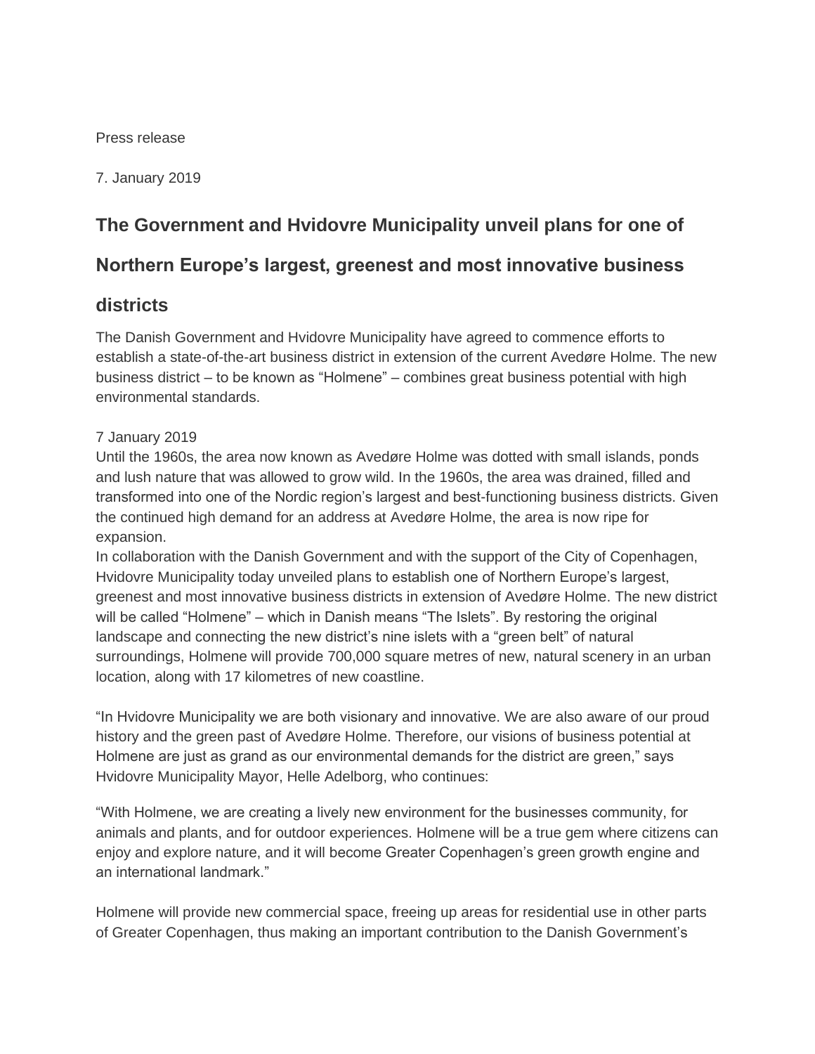Press release

7. January 2019

## The Government and Hvidovre Municipality unveil plans for one of Northern Europe's largest, greenest and most innovative business districts

The Danish Government and Hvidovre Municipality have agreed to commence efforts to establish a state-of-the-art business district in extension of the current Avedøre Holme. The new business district – to be known as "Holmene" – combines great business potential with high environmental standards.

7 January 2019

Until the 1960s, the area now known as Avedøre Holme was dotted with small islands, ponds and lush nature that was allowed to grow wild. In the 1960s, the area was drained, filled and transformed into one of the Nordic region's largest and best-functioning business districts. Given the continued high demand for an address at Avedøre Holme, the area is now ripe for expansion.

In collaboration with the Danish Government and with the support of the City of Copenhagen, Hvidovre Municipality today unveiled plans to establish one of Northern Europe's largest, greenest and most innovative business districts in extension of Avedøre Holme. The new district will be called "Holmene" – which in Danish means "The Islets". By restoring the original landscape and connecting the new district's nine islets with a "green belt" of natural surroundings, Holmene will provide 700,000 square metres of new, natural scenery in an urban location, along with 17 kilometres of new coastline.

"In Hvidovre Municipality we are both visionary and innovative. We are also aware of our proud history and the green past of Avedøre Holme. Therefore, our visions of business potential at Holmene are just as grand as our environmental demands for the district are green," says Hvidovre Municipality Mayor, Helle Adelborg, who continues:

"With Holmene, we are creating a lively new environment for the businesses community, for animals and plants, and for outdoor experiences. Holmene will be a true gem where citizens can enjoy and explore nature, and it will become Greater Copenhagen's green growth engine and an international landmark."

Holmene will provide new commercial space, freeing up areas for residential use in other parts of Greater Copenhagen, thus making an important contribution to the Danish Government's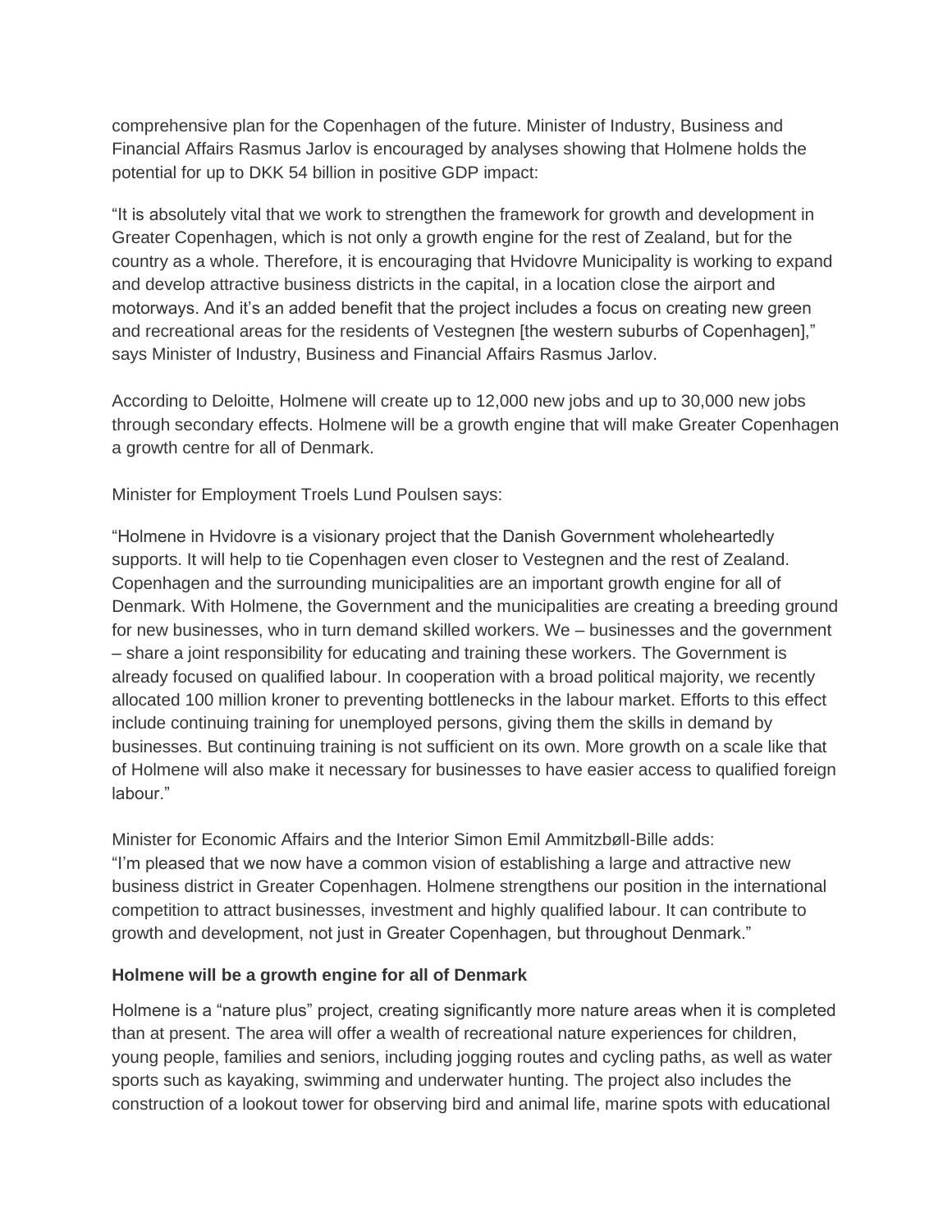comprehensive plan for the Copenhagen of the future. Minister of Industry, Business and Financial Affairs Rasmus Jarlov is encouraged by analyses showing that Holmene holds the potential for up to DKK 54 billion in positive GDP impact:

"It is absolutely vital that we work to strengthen the framework for growth and development in Greater Copenhagen, which is not only a growth engine for the rest of Zealand, but for the country as a whole. Therefore, it is encouraging that Hvidovre Municipality is working to expand and develop attractive business districts in the capital, in a location close the airport and motorways. And it's an added benefit that the project includes a focus on creating new green and recreational areas for the residents of Vestegnen [the western suburbs of Copenhagen]," says Minister of Industry, Business and Financial Affairs Rasmus Jarlov.

According to Deloitte, Holmene will create up to 12,000 new jobs and up to 30,000 new jobs through secondary effects. Holmene will be a growth engine that will make Greater Copenhagen a growth centre for all of Denmark.

Minister for Employment Troels Lund Poulsen says:

"Holmene in Hvidovre is a visionary project that the Danish Government wholeheartedly supports. It will help to tie Copenhagen even closer to Vestegnen and the rest of Zealand. Copenhagen and the surrounding municipalities are an important growth engine for all of Denmark. With Holmene, the Government and the municipalities are creating a breeding ground for new businesses, who in turn demand skilled workers. We – businesses and the government – share a joint responsibility for educating and training these workers. The Government is already focused on qualified labour. In cooperation with a broad political majority, we recently allocated 100 million kroner to preventing bottlenecks in the labour market. Efforts to this effect include continuing training for unemployed persons, giving them the skills in demand by businesses. But continuing training is not sufficient on its own. More growth on a scale like that of Holmene will also make it necessary for businesses to have easier access to qualified foreign labour."

Minister for Economic Affairs and the Interior Simon Emil Ammitzbøll-Bille adds:
"I'm pleased that we now have a common vision of establishing a large and attractive new business district in Greater Copenhagen. Holmene strengthens our position in the international competition to attract businesses, investment and highly qualified labour. It can contribute to growth and development, not just in Greater Copenhagen, but throughout Denmark."

**Holmene will be a growth engine for all of Denmark**

Holmene is a "nature plus" project, creating significantly more nature areas when it is completed than at present. The area will offer a wealth of recreational nature experiences for children, young people, families and seniors, including jogging routes and cycling paths, as well as water sports such as kayaking, swimming and underwater hunting. The project also includes the construction of a lookout tower for observing bird and animal life, marine spots with educational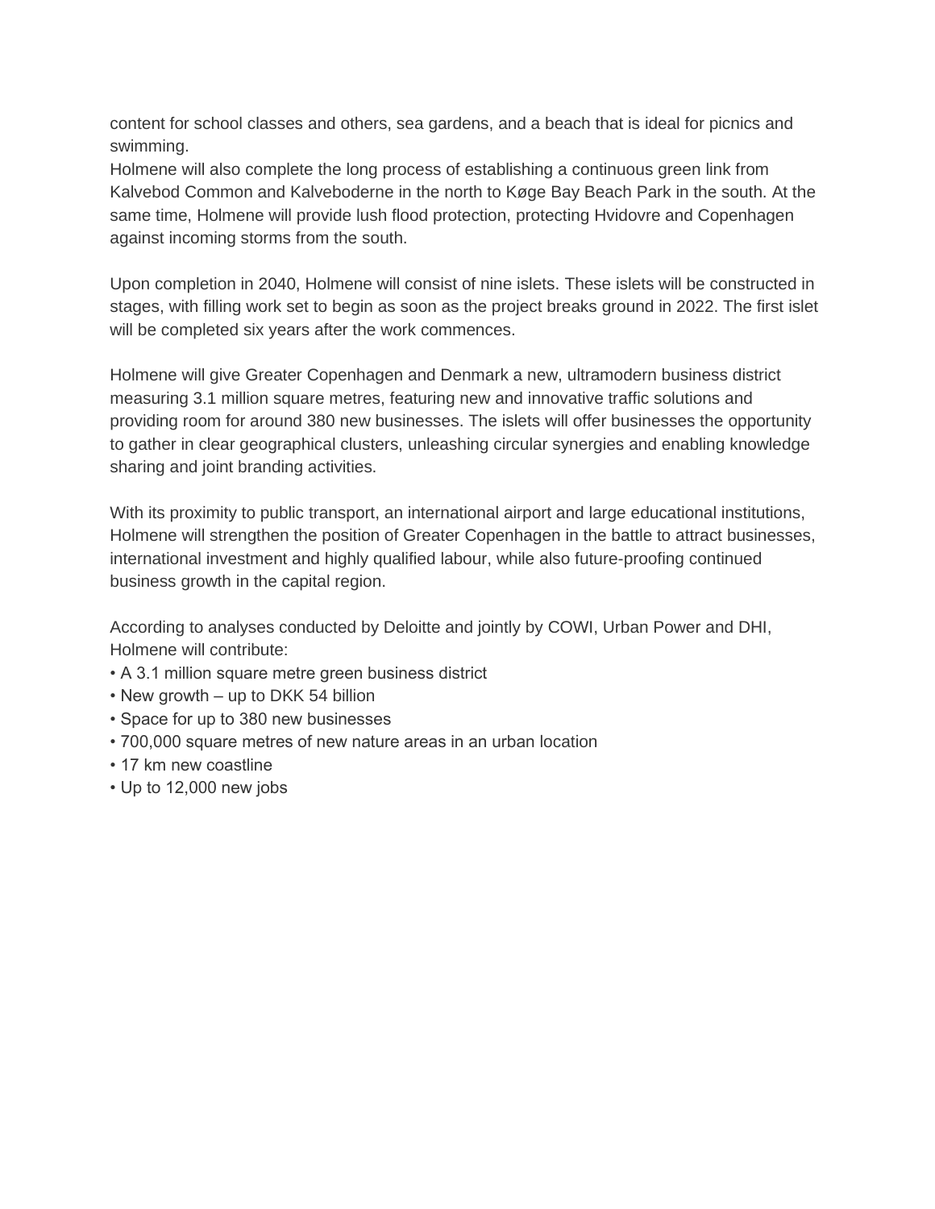content for school classes and others, sea gardens, and a beach that is ideal for picnics and swimming.
Holmene will also complete the long process of establishing a continuous green link from Kalvebod Common and Kalveboderne in the north to Køge Bay Beach Park in the south. At the same time, Holmene will provide lush flood protection, protecting Hvidovre and Copenhagen against incoming storms from the south.

Upon completion in 2040, Holmene will consist of nine islets. These islets will be constructed in stages, with filling work set to begin as soon as the project breaks ground in 2022. The first islet will be completed six years after the work commences.

Holmene will give Greater Copenhagen and Denmark a new, ultramodern business district measuring 3.1 million square metres, featuring new and innovative traffic solutions and providing room for around 380 new businesses. The islets will offer businesses the opportunity to gather in clear geographical clusters, unleashing circular synergies and enabling knowledge sharing and joint branding activities.

With its proximity to public transport, an international airport and large educational institutions, Holmene will strengthen the position of Greater Copenhagen in the battle to attract businesses, international investment and highly qualified labour, while also future-proofing continued business growth in the capital region.

According to analyses conducted by Deloitte and jointly by COWI, Urban Power and DHI, Holmene will contribute:

- A 3.1 million square metre green business district
- New growth – up to DKK 54 billion
- Space for up to 380 new businesses
- 700,000 square metres of new nature areas in an urban location
- 17 km new coastline
- Up to 12,000 new jobs